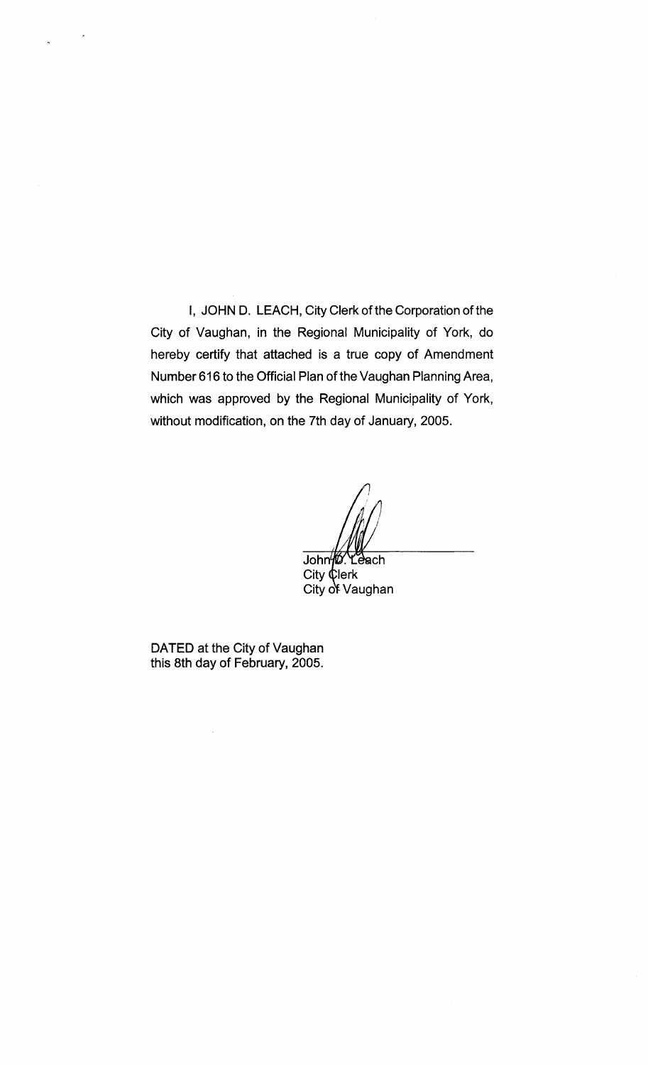I, JOHN D. LEACH, City Clerk of the Corporation of the City of Vaughan, in the Regional Municipality of York, do hereby certify that attached is a true copy of Amendment Number 616 to the Official Plan of the Vaughan Planning Area, which was approved by the Regional Municipality of York, without modification, on the 7th day of January, 2005.

John D. Leach
City Clerk
City of Vaughan

DATED at the City of Vaughan
this 8th day of February, 2005.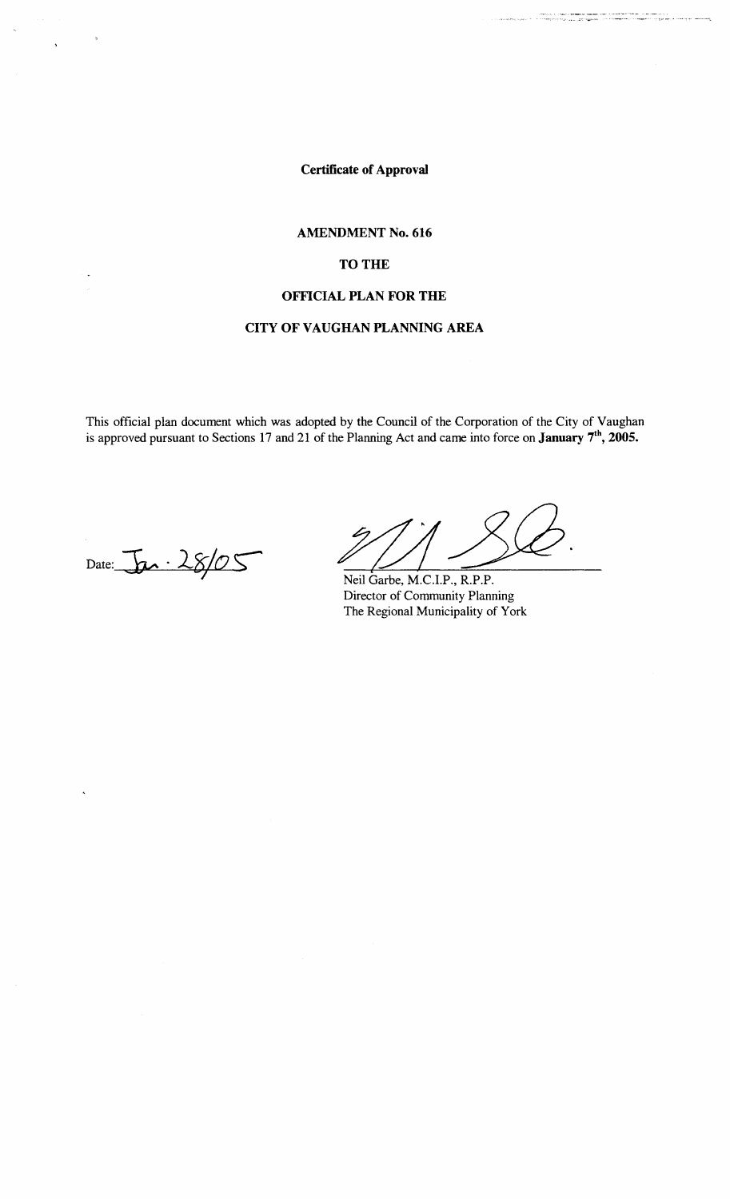**Certificate of Approval**

**AMENDMENT No. 616**

**TO THE**

**OFFICIAL PLAN FOR THE**

**CITY OF VAUGHAN PLANNING AREA**

This official plan document which was adopted by the Council of the Corporation of the City of Vaughan is approved pursuant to Sections 17 and 21 of the Planning Act and came into force on **January 7th, 2005.**

Date: Jan. 28/05

Neil Garbe, M.C.I.P., R.P.P.
Director of Community Planning
The Regional Municipality of York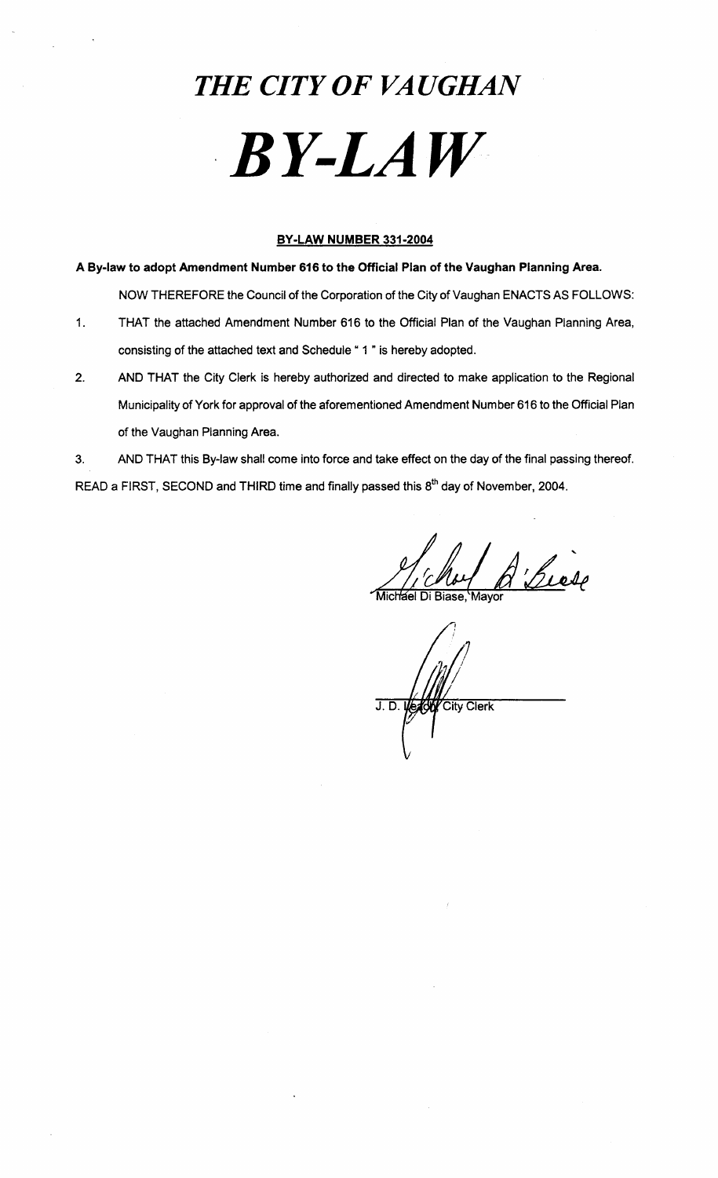# *THE CITY OF VAUGHAN*

# *BY-LAW*

**BY-LAW NUMBER 331-2004**

**A By-law to adopt Amendment Number 616 to the Official Plan of the Vaughan Planning Area.**

NOW THEREFORE the Council of the Corporation of the City of Vaughan ENACTS AS FOLLOWS:

1. THAT the attached Amendment Number 616 to the Official Plan of the Vaughan Planning Area, consisting of the attached text and Schedule " 1 " is hereby adopted.

2. AND THAT the City Clerk is hereby authorized and directed to make application to the Regional Municipality of York for approval of the aforementioned Amendment Number 616 to the Official Plan of the Vaughan Planning Area.

3. AND THAT this By-law shall come into force and take effect on the day of the final passing thereof.

READ a FIRST, SECOND and THIRD time and finally passed this 8th day of November, 2004.

Michael Di Biase, Mayor

J. D. Leach, City Clerk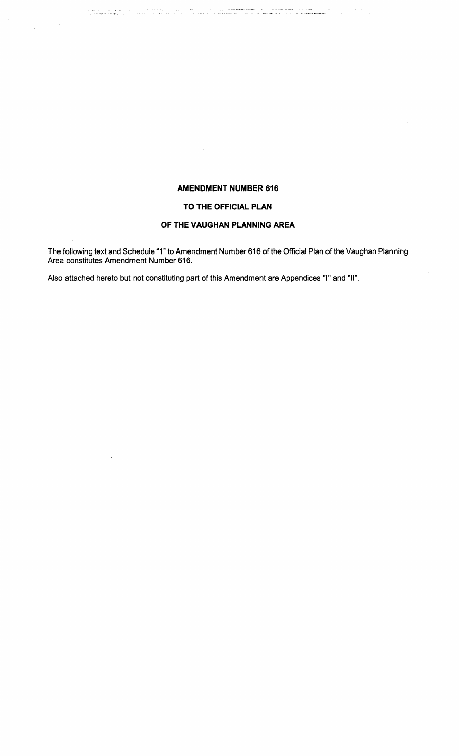# AMENDMENT NUMBER 616

## TO THE OFFICIAL PLAN

## OF THE VAUGHAN PLANNING AREA

The following text and Schedule "1" to Amendment Number 616 of the Official Plan of the Vaughan Planning Area constitutes Amendment Number 616.

Also attached hereto but not constituting part of this Amendment are Appendices "I" and "II".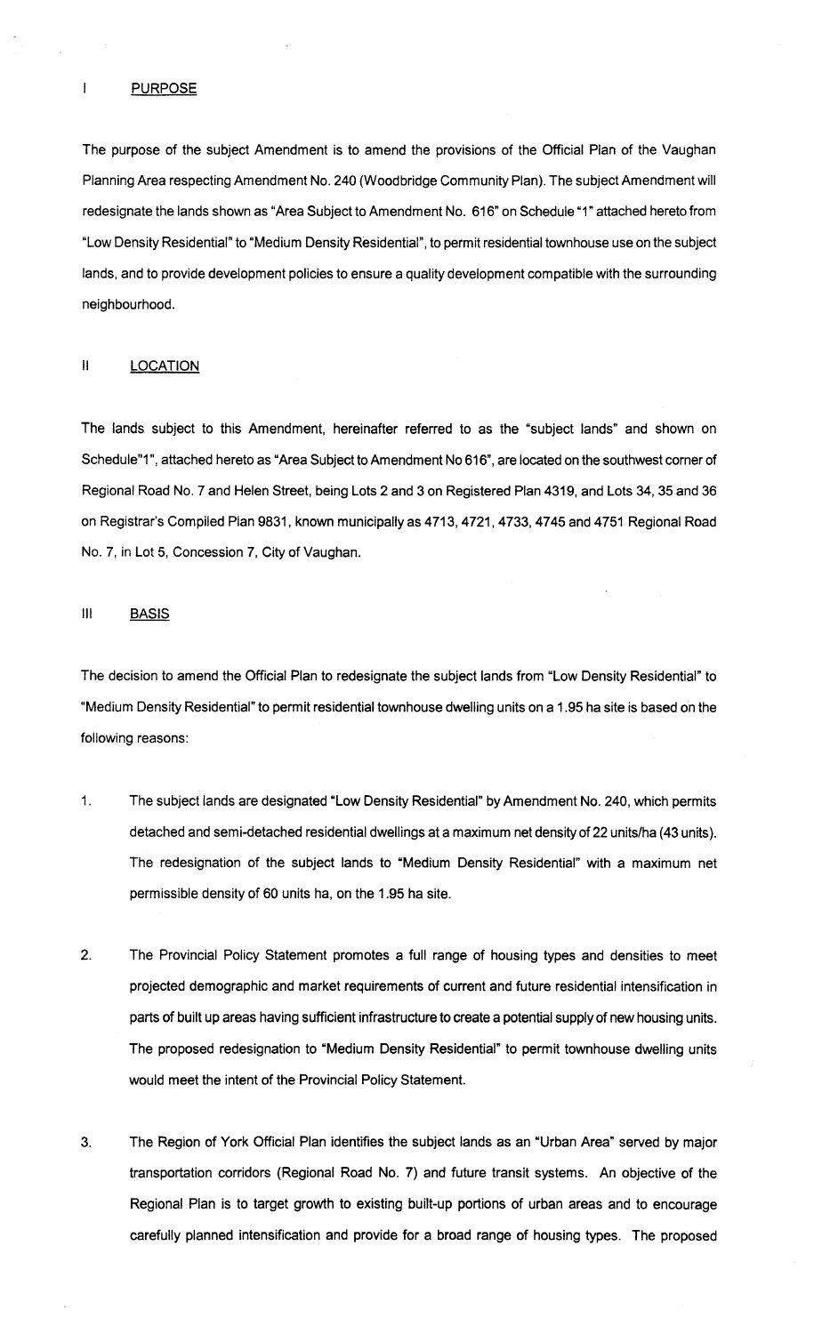## I PURPOSE

The purpose of the subject Amendment is to amend the provisions of the Official Plan of the Vaughan Planning Area respecting Amendment No. 240 (Woodbridge Community Plan). The subject Amendment will redesignate the lands shown as "Area Subject to Amendment No. 616" on Schedule "1" attached hereto from "Low Density Residential" to "Medium Density Residential", to permit residential townhouse use on the subject lands, and to provide development policies to ensure a quality development compatible with the surrounding neighbourhood.

## II LOCATION

The lands subject to this Amendment, hereinafter referred to as the "subject lands" and shown on Schedule"1", attached hereto as "Area Subject to Amendment No 616", are located on the southwest corner of Regional Road No. 7 and Helen Street, being Lots 2 and 3 on Registered Plan 4319, and Lots 34, 35 and 36 on Registrar's Compiled Plan 9831, known municipally as 4713, 4721, 4733, 4745 and 4751 Regional Road No. 7, in Lot 5, Concession 7, City of Vaughan.

## III BASIS

The decision to amend the Official Plan to redesignate the subject lands from "Low Density Residential" to "Medium Density Residential" to permit residential townhouse dwelling units on a 1.95 ha site is based on the following reasons:

1. The subject lands are designated "Low Density Residential" by Amendment No. 240, which permits detached and semi-detached residential dwellings at a maximum net density of 22 units/ha (43 units). The redesignation of the subject lands to "Medium Density Residential" with a maximum net permissible density of 60 units ha, on the 1.95 ha site.

2. The Provincial Policy Statement promotes a full range of housing types and densities to meet projected demographic and market requirements of current and future residential intensification in parts of built up areas having sufficient infrastructure to create a potential supply of new housing units. The proposed redesignation to "Medium Density Residential" to permit townhouse dwelling units would meet the intent of the Provincial Policy Statement.

3. The Region of York Official Plan identifies the subject lands as an "Urban Area" served by major transportation corridors (Regional Road No. 7) and future transit systems. An objective of the Regional Plan is to target growth to existing built-up portions of urban areas and to encourage carefully planned intensification and provide for a broad range of housing types. The proposed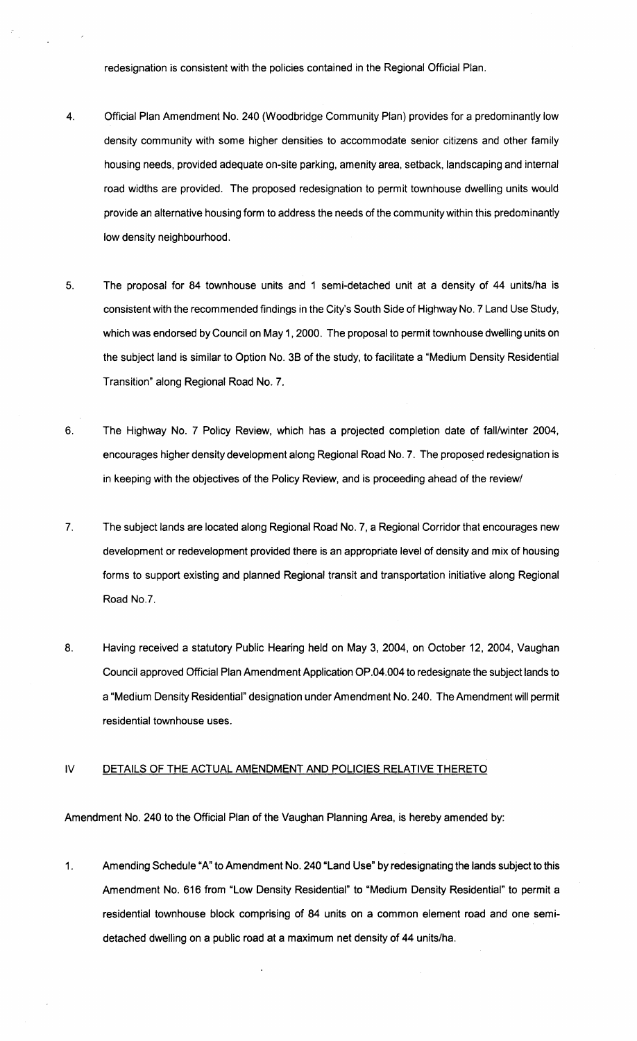redesignation is consistent with the policies contained in the Regional Official Plan.

4. Official Plan Amendment No. 240 (Woodbridge Community Plan) provides for a predominantly low density community with some higher densities to accommodate senior citizens and other family housing needs, provided adequate on-site parking, amenity area, setback, landscaping and internal road widths are provided. The proposed redesignation to permit townhouse dwelling units would provide an alternative housing form to address the needs of the community within this predominantly low density neighbourhood.

5. The proposal for 84 townhouse units and 1 semi-detached unit at a density of 44 units/ha is consistent with the recommended findings in the City's South Side of Highway No. 7 Land Use Study, which was endorsed by Council on May 1, 2000. The proposal to permit townhouse dwelling units on the subject land is similar to Option No. 3B of the study, to facilitate a "Medium Density Residential Transition" along Regional Road No. 7.

6. The Highway No. 7 Policy Review, which has a projected completion date of fall/winter 2004, encourages higher density development along Regional Road No. 7. The proposed redesignation is in keeping with the objectives of the Policy Review, and is proceeding ahead of the review/

7. The subject lands are located along Regional Road No. 7, a Regional Corridor that encourages new development or redevelopment provided there is an appropriate level of density and mix of housing forms to support existing and planned Regional transit and transportation initiative along Regional Road No.7.

8. Having received a statutory Public Hearing held on May 3, 2004, on October 12, 2004, Vaughan Council approved Official Plan Amendment Application OP.04.004 to redesignate the subject lands to a "Medium Density Residential" designation under Amendment No. 240. The Amendment will permit residential townhouse uses.

## IV DETAILS OF THE ACTUAL AMENDMENT AND POLICIES RELATIVE THERETO

Amendment No. 240 to the Official Plan of the Vaughan Planning Area, is hereby amended by:

1. Amending Schedule "A" to Amendment No. 240 "Land Use" by redesignating the lands subject to this Amendment No. 616 from "Low Density Residential" to "Medium Density Residential" to permit a residential townhouse block comprising of 84 units on a common element road and one semi-detached dwelling on a public road at a maximum net density of 44 units/ha.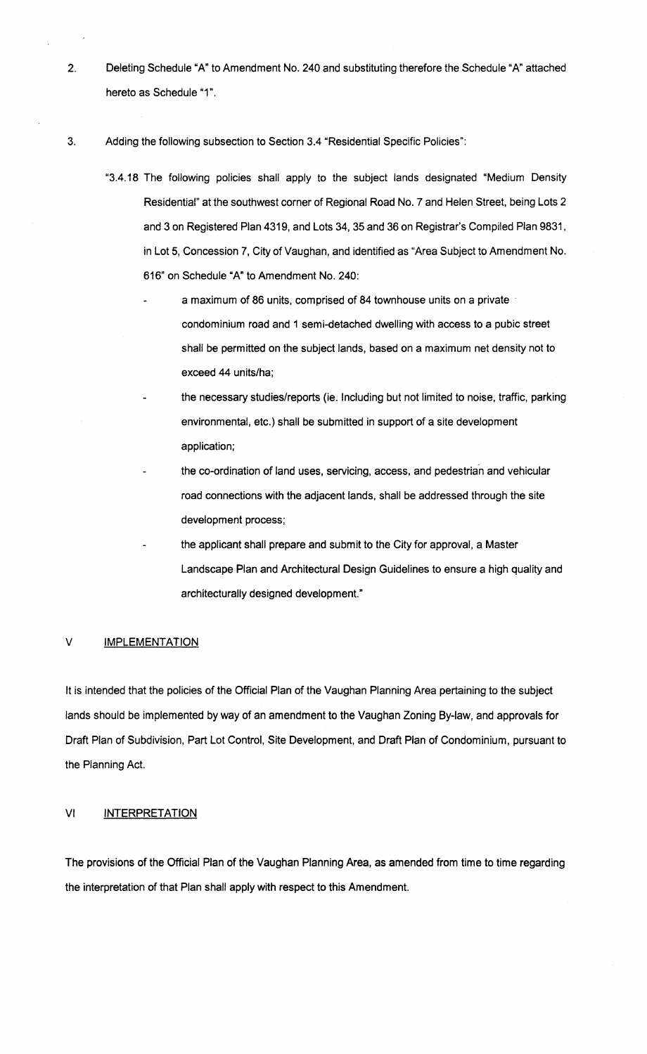2. Deleting Schedule "A" to Amendment No. 240 and substituting therefore the Schedule "A" attached hereto as Schedule "1".

3. Adding the following subsection to Section 3.4 "Residential Specific Policies":

   "3.4.18 The following policies shall apply to the subject lands designated "Medium Density Residential" at the southwest corner of Regional Road No. 7 and Helen Street, being Lots 2 and 3 on Registered Plan 4319, and Lots 34, 35 and 36 on Registrar's Compiled Plan 9831, in Lot 5, Concession 7, City of Vaughan, and identified as "Area Subject to Amendment No. 616" on Schedule "A" to Amendment No. 240:

   - a maximum of 86 units, comprised of 84 townhouse units on a private condominium road and 1 semi-detached dwelling with access to a pubic street shall be permitted on the subject lands, based on a maximum net density not to exceed 44 units/ha;
   - the necessary studies/reports (ie. Including but not limited to noise, traffic, parking environmental, etc.) shall be submitted in support of a site development application;
   - the co-ordination of land uses, servicing, access, and pedestrian and vehicular road connections with the adjacent lands, shall be addressed through the site development process;
   - the applicant shall prepare and submit to the City for approval, a Master Landscape Plan and Architectural Design Guidelines to ensure a high quality and architecturally designed development."

## V IMPLEMENTATION

It is intended that the policies of the Official Plan of the Vaughan Planning Area pertaining to the subject lands should be implemented by way of an amendment to the Vaughan Zoning By-law, and approvals for Draft Plan of Subdivision, Part Lot Control, Site Development, and Draft Plan of Condominium, pursuant to the Planning Act.

## VI INTERPRETATION

The provisions of the Official Plan of the Vaughan Planning Area, as amended from time to time regarding the interpretation of that Plan shall apply with respect to this Amendment.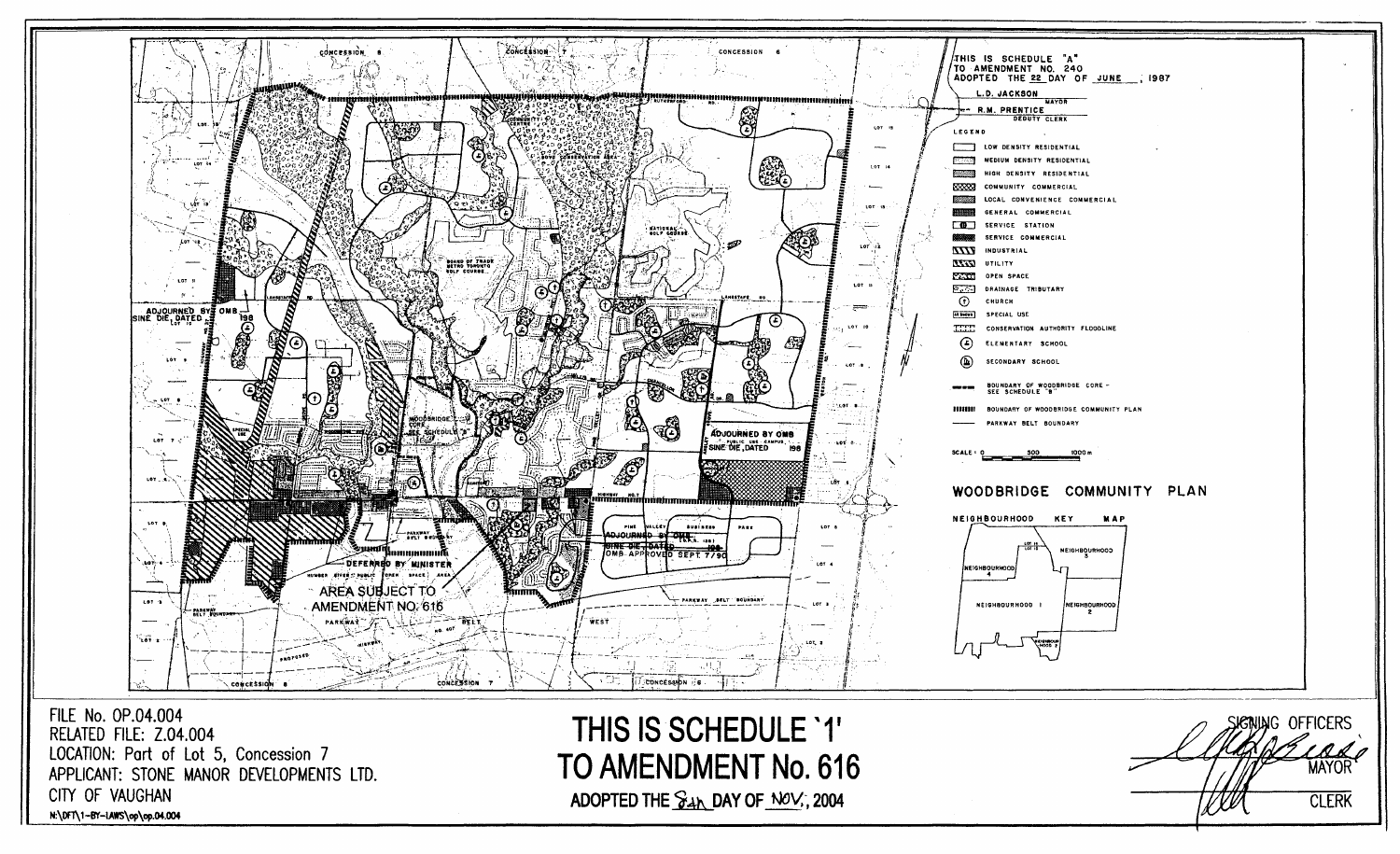THIS IS SCHEDULE "A" TO AMENDMENT NO. 240 ADOPTED THE 22 DAY OF JUNE, 1987

L.D. JACKSON — MAYOR

R.M. PRENTICE — DEPUTY CLERK

**LEGEND**

- LOW DENSITY RESIDENTIAL
- MEDIUM DENSITY RESIDENTIAL
- HIGH DENSITY RESIDENTIAL
- COMMUNITY COMMERCIAL
- LOCAL CONVENIENCE COMMERCIAL
- GENERAL COMMERCIAL
- SERVICE STATION
- SERVICE COMMERCIAL
- INDUSTRIAL
- UTILITY
- OPEN SPACE
- DRAINAGE TRIBUTARY
- CHURCH
- SPECIAL USE
- CONSERVATION AUTHORITY FLOODLINE
- ELEMENTARY SCHOOL
- SECONDARY SCHOOL
- BOUNDARY OF WOODBRIDGE CORE - SEE SCHEDULE "B"
- BOUNDARY OF WOODBRIDGE COMMUNITY PLAN
- PARKWAY BELT BOUNDARY

SCALE: 0 500 1000m

**WOODBRIDGE COMMUNITY PLAN**

NEIGHBOURHOOD KEY MAP

NEIGHBOURHOOD 1, NEIGHBOURHOOD 2, NEIGHBOURHOOD 3, NEIGHBOURHOOD 4, NEIGHBOURHOOD 5

CONCESSION 8 · CONCESSION 7 · CONCESSION 6

ADJOURNED BY OMB SINE DIE, DATED 198

ADJOURNED BY OMB SINE DIE, DATED 198

ADJOURNED BY OMB SINE DIE, DATED 198 OMB APPROVED SEPT. 7/90

DEFERRED BY MINISTER

AREA SUBJECT TO AMENDMENT NO. 616

FILE No. OP.04.004
RELATED FILE: Z.04.004
LOCATION: Part of Lot 5, Concession 7
APPLICANT: STONE MANOR DEVELOPMENTS LTD.
CITY OF VAUGHAN
N:\DFT\1-BY-LAWS\op\op.04.004

# THIS IS SCHEDULE '1' TO AMENDMENT No. 616

ADOPTED THE 8th DAY OF NOV., 2004

SIGNING OFFICERS

MAYOR

CLERK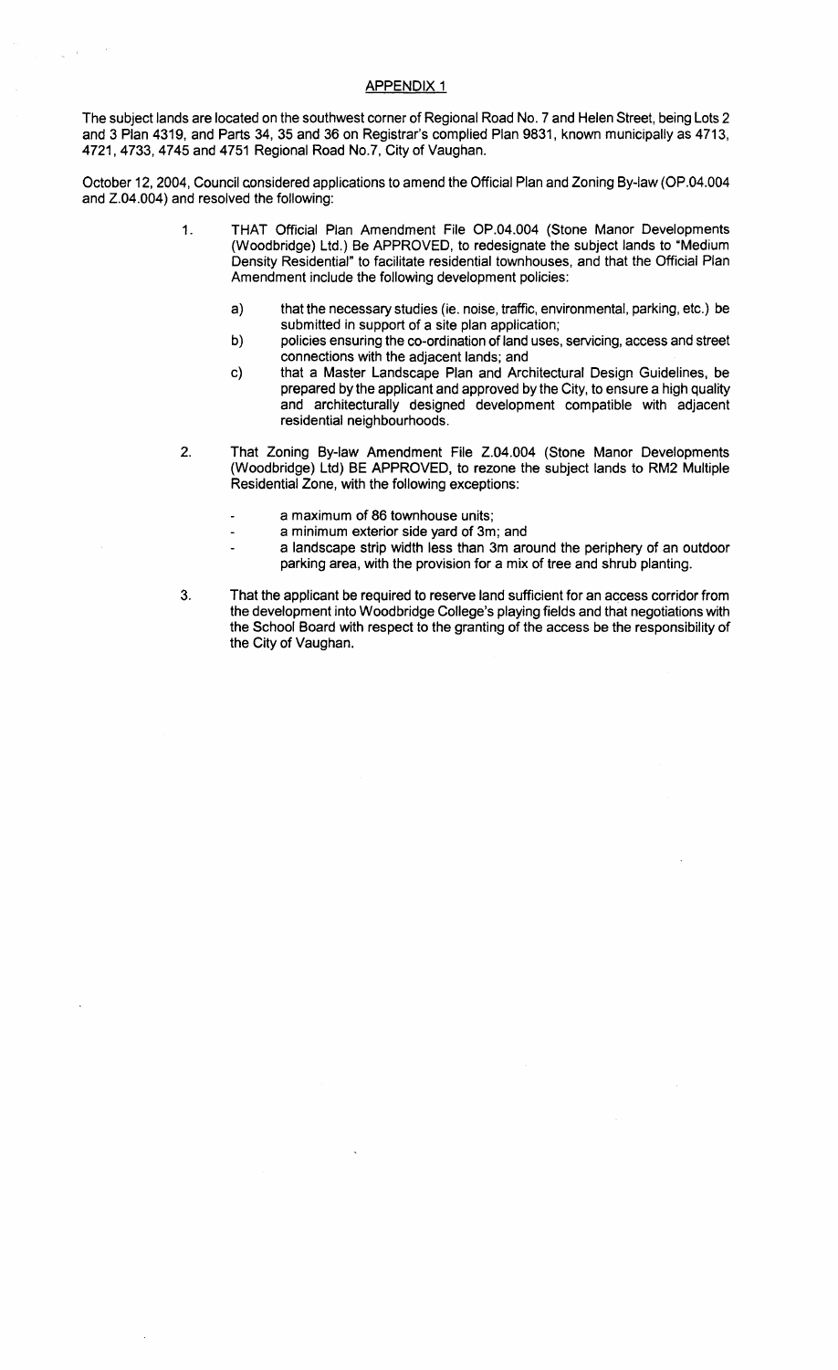## APPENDIX 1

The subject lands are located on the southwest corner of Regional Road No. 7 and Helen Street, being Lots 2 and 3 Plan 4319, and Parts 34, 35 and 36 on Registrar's complied Plan 9831, known municipally as 4713, 4721, 4733, 4745 and 4751 Regional Road No.7, City of Vaughan.

October 12, 2004, Council considered applications to amend the Official Plan and Zoning By-law (OP.04.004 and Z.04.004) and resolved the following:

1. THAT Official Plan Amendment File OP.04.004 (Stone Manor Developments (Woodbridge) Ltd.) Be APPROVED, to redesignate the subject lands to "Medium Density Residential" to facilitate residential townhouses, and that the Official Plan Amendment include the following development policies:

   a) that the necessary studies (ie. noise, traffic, environmental, parking, etc.) be submitted in support of a site plan application;

   b) policies ensuring the co-ordination of land uses, servicing, access and street connections with the adjacent lands; and

   c) that a Master Landscape Plan and Architectural Design Guidelines, be prepared by the applicant and approved by the City, to ensure a high quality and architecturally designed development compatible with adjacent residential neighbourhoods.

2. That Zoning By-law Amendment File Z.04.004 (Stone Manor Developments (Woodbridge) Ltd) BE APPROVED, to rezone the subject lands to RM2 Multiple Residential Zone, with the following exceptions:

   - a maximum of 86 townhouse units;
   - a minimum exterior side yard of 3m; and
   - a landscape strip width less than 3m around the periphery of an outdoor parking area, with the provision for a mix of tree and shrub planting.

3. That the applicant be required to reserve land sufficient for an access corridor from the development into Woodbridge College's playing fields and that negotiations with the School Board with respect to the granting of the access be the responsibility of the City of Vaughan.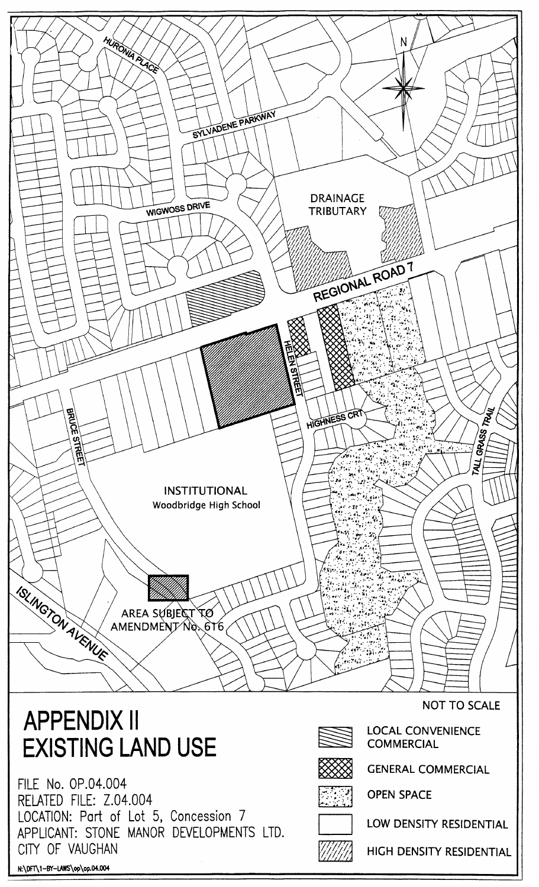# APPENDIX II
# EXISTING LAND USE

NOT TO SCALE

FILE No. OP.04.004
RELATED FILE: Z.04.004
LOCATION: Part of Lot 5, Concession 7
APPLICANT: STONE MANOR DEVELOPMENTS LTD.
CITY OF VAUGHAN

N:\DFT\1-BY-LAWS\op\op.04.004

LOCAL CONVENIENCE COMMERCIAL
GENERAL COMMERCIAL
OPEN SPACE
LOW DENSITY RESIDENTIAL
HIGH DENSITY RESIDENTIAL

HURONIA PLACE
SYLVADENE PARKWAY
WIGWOSS DRIVE
DRAINAGE TRIBUTARY
REGIONAL ROAD 7
HELEN STREET
HIGHNESS CRT
TALL GRASS TRAIL
BRUCE STREET
INSTITUTIONAL
Woodbridge High School
ISLINGTON AVENUE
AREA SUBJECT TO AMENDMENT No. 616
N